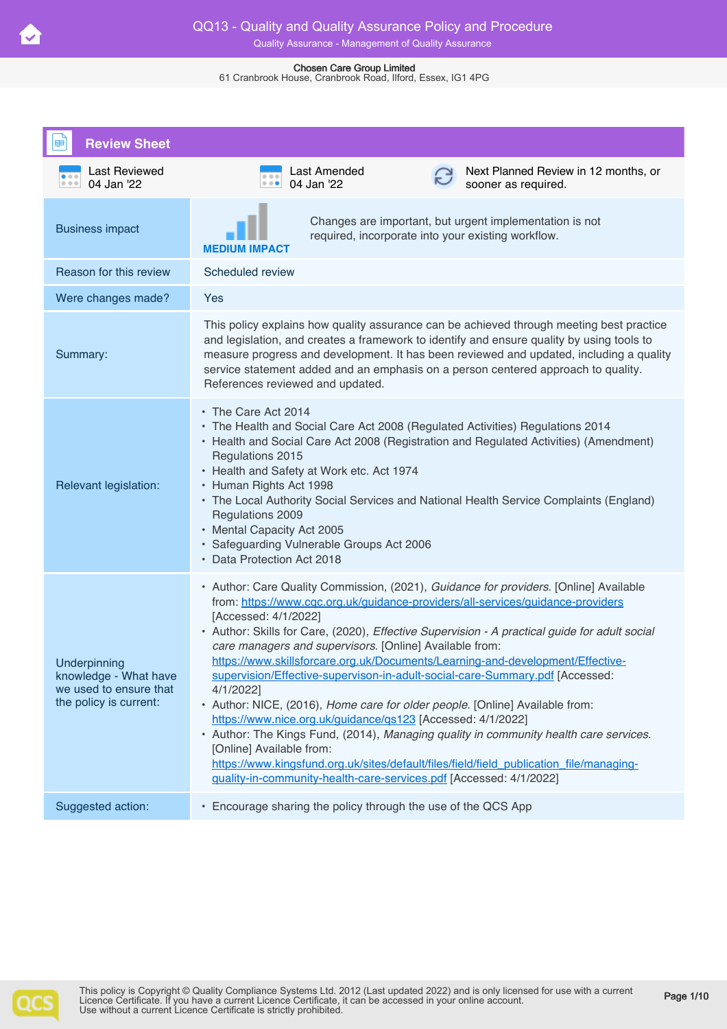# QQ13 - Quality and Quality Assurance Policy and Procedure

Quality Assurance - Management of Quality Assurance

**Chosen Care Group Limited**
61 Cranbrook House, Cranbrook Road, Ilford, Essex, IG1 4PG

## Review Sheet

| Last Reviewed | Last Amended | Next Planned Review in 12 months, or sooner as required. |
|---|---|---|
| 04 Jan '22 | 04 Jan '22 | |

| | |
|---|---|
| Business impact | **MEDIUM IMPACT** Changes are important, but urgent implementation is not required, incorporate into your existing workflow. |
| Reason for this review | Scheduled review |
| Were changes made? | Yes |
| Summary: | This policy explains how quality assurance can be achieved through meeting best practice and legislation, and creates a framework to identify and ensure quality by using tools to measure progress and development. It has been reviewed and updated, including a quality service statement added and an emphasis on a person centered approach to quality. References reviewed and updated. |
| Relevant legislation: | • The Care Act 2014<br>• The Health and Social Care Act 2008 (Regulated Activities) Regulations 2014<br>• Health and Social Care Act 2008 (Registration and Regulated Activities) (Amendment) Regulations 2015<br>• Health and Safety at Work etc. Act 1974<br>• Human Rights Act 1998<br>• The Local Authority Social Services and National Health Service Complaints (England) Regulations 2009<br>• Mental Capacity Act 2005<br>• Safeguarding Vulnerable Groups Act 2006<br>• Data Protection Act 2018 |
| Underpinning knowledge - What have we used to ensure that the policy is current: | • Author: Care Quality Commission, (2021), *Guidance for providers*. [Online] Available from: https://www.cqc.org.uk/guidance-providers/all-services/guidance-providers [Accessed: 4/1/2022]<br>• Author: Skills for Care, (2020), *Effective Supervision - A practical guide for adult social care managers and supervisors*. [Online] Available from: https://www.skillsforcare.org.uk/Documents/Learning-and-development/Effective-supervision/Effective-supervison-in-adult-social-care-Summary.pdf [Accessed: 4/1/2022]<br>• Author: NICE, (2016), *Home care for older people*. [Online] Available from: https://www.nice.org.uk/guidance/qs123 [Accessed: 4/1/2022]<br>• Author: The Kings Fund, (2014), *Managing quality in community health care services*. [Online] Available from: https://www.kingsfund.org.uk/sites/default/files/field/field_publication_file/managing-quality-in-community-health-care-services.pdf [Accessed: 4/1/2022] |
| Suggested action: | • Encourage sharing the policy through the use of the QCS App |

This policy is Copyright © Quality Compliance Systems Ltd. 2012 (Last updated 2022) and is only licensed for use with a current Licence Certificate. If you have a current Licence Certificate, it can be accessed in your online account. Use without a current Licence Certificate is strictly prohibited.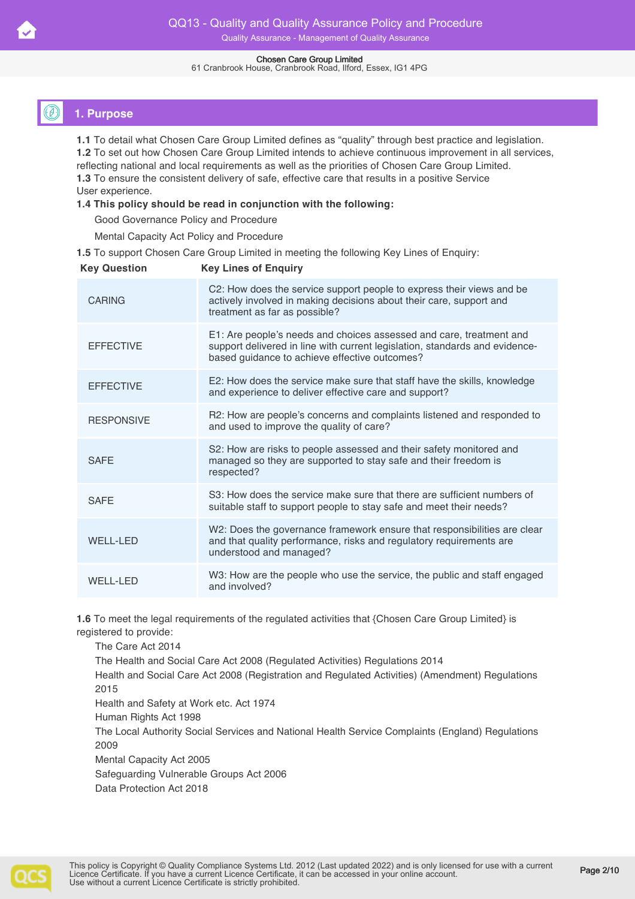## 1. Purpose

**1.1** To detail what Chosen Care Group Limited defines as "quality" through best practice and legislation.
**1.2** To set out how Chosen Care Group Limited intends to achieve continuous improvement in all services, reflecting national and local requirements as well as the priorities of Chosen Care Group Limited.
**1.3** To ensure the consistent delivery of safe, effective care that results in a positive Service User experience.
**1.4 This policy should be read in conjunction with the following:**

- Good Governance Policy and Procedure
- Mental Capacity Act Policy and Procedure

**1.5** To support Chosen Care Group Limited in meeting the following Key Lines of Enquiry:

| Key Question | Key Lines of Enquiry |
|---|---|
| CARING | C2: How does the service support people to express their views and be actively involved in making decisions about their care, support and treatment as far as possible? |
| EFFECTIVE | E1: Are people's needs and choices assessed and care, treatment and support delivered in line with current legislation, standards and evidence-based guidance to achieve effective outcomes? |
| EFFECTIVE | E2: How does the service make sure that staff have the skills, knowledge and experience to deliver effective care and support? |
| RESPONSIVE | R2: How are people's concerns and complaints listened and responded to and used to improve the quality of care? |
| SAFE | S2: How are risks to people assessed and their safety monitored and managed so they are supported to stay safe and their freedom is respected? |
| SAFE | S3: How does the service make sure that there are sufficient numbers of suitable staff to support people to stay safe and meet their needs? |
| WELL-LED | W2: Does the governance framework ensure that responsibilities are clear and that quality performance, risks and regulatory requirements are understood and managed? |
| WELL-LED | W3: How are the people who use the service, the public and staff engaged and involved? |

**1.6** To meet the legal requirements of the regulated activities that {Chosen Care Group Limited} is registered to provide:

- The Care Act 2014
- The Health and Social Care Act 2008 (Regulated Activities) Regulations 2014
- Health and Social Care Act 2008 (Registration and Regulated Activities) (Amendment) Regulations 2015
- Health and Safety at Work etc. Act 1974
- Human Rights Act 1998
- The Local Authority Social Services and National Health Service Complaints (England) Regulations 2009
- Mental Capacity Act 2005
- Safeguarding Vulnerable Groups Act 2006
- Data Protection Act 2018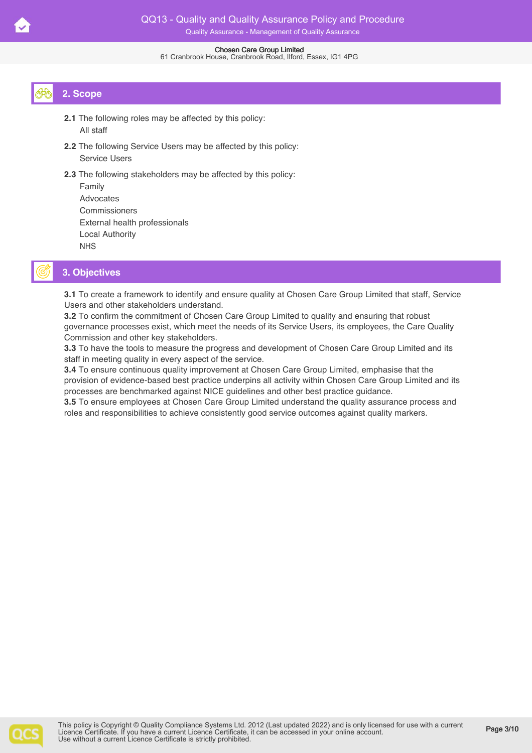## 2. Scope

**2.1** The following roles may be affected by this policy:

All staff

**2.2** The following Service Users may be affected by this policy:

Service Users

**2.3** The following stakeholders may be affected by this policy:

Family
Advocates
Commissioners
External health professionals
Local Authority
NHS

## 3. Objectives

**3.1** To create a framework to identify and ensure quality at Chosen Care Group Limited that staff, Service Users and other stakeholders understand.

**3.2** To confirm the commitment of Chosen Care Group Limited to quality and ensuring that robust governance processes exist, which meet the needs of its Service Users, its employees, the Care Quality Commission and other key stakeholders.

**3.3** To have the tools to measure the progress and development of Chosen Care Group Limited and its staff in meeting quality in every aspect of the service.

**3.4** To ensure continuous quality improvement at Chosen Care Group Limited, emphasise that the provision of evidence-based best practice underpins all activity within Chosen Care Group Limited and its processes are benchmarked against NICE guidelines and other best practice guidance.

**3.5** To ensure employees at Chosen Care Group Limited understand the quality assurance process and roles and responsibilities to achieve consistently good service outcomes against quality markers.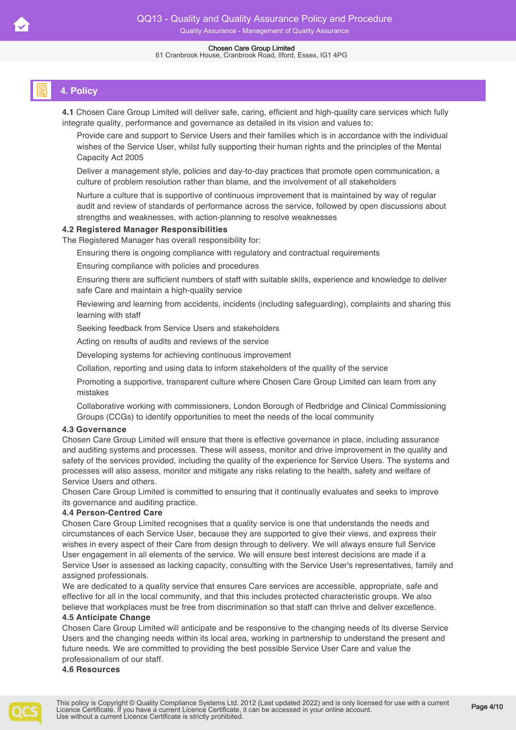## 4. Policy

**4.1** Chosen Care Group Limited will deliver safe, caring, efficient and high-quality care services which fully integrate quality, performance and governance as detailed in its vision and values to:

- Provide care and support to Service Users and their families which is in accordance with the individual wishes of the Service User, whilst fully supporting their human rights and the principles of the Mental Capacity Act 2005
- Deliver a management style, policies and day-to-day practices that promote open communication, a culture of problem resolution rather than blame, and the involvement of all stakeholders
- Nurture a culture that is supportive of continuous improvement that is maintained by way of regular audit and review of standards of performance across the service, followed by open discussions about strengths and weaknesses, with action-planning to resolve weaknesses

**4.2 Registered Manager Responsibilities**

The Registered Manager has overall responsibility for:

- Ensuring there is ongoing compliance with regulatory and contractual requirements
- Ensuring compliance with policies and procedures
- Ensuring there are sufficient numbers of staff with suitable skills, experience and knowledge to deliver safe Care and maintain a high-quality service
- Reviewing and learning from accidents, incidents (including safeguarding), complaints and sharing this learning with staff
- Seeking feedback from Service Users and stakeholders
- Acting on results of audits and reviews of the service
- Developing systems for achieving continuous improvement
- Collation, reporting and using data to inform stakeholders of the quality of the service
- Promoting a supportive, transparent culture where Chosen Care Group Limited can learn from any mistakes
- Collaborative working with commissioners, London Borough of Redbridge and Clinical Commissioning Groups (CCGs) to identify opportunities to meet the needs of the local community

**4.3 Governance**

Chosen Care Group Limited will ensure that there is effective governance in place, including assurance and auditing systems and processes. These will assess, monitor and drive improvement in the quality and safety of the services provided, including the quality of the experience for Service Users. The systems and processes will also assess, monitor and mitigate any risks relating to the health, safety and welfare of Service Users and others.

Chosen Care Group Limited is committed to ensuring that it continually evaluates and seeks to improve its governance and auditing practice.

**4.4 Person-Centred Care**

Chosen Care Group Limited recognises that a quality service is one that understands the needs and circumstances of each Service User, because they are supported to give their views, and express their wishes in every aspect of their Care from design through to delivery. We will always ensure full Service User engagement in all elements of the service. We will ensure best interest decisions are made if a Service User is assessed as lacking capacity, consulting with the Service User's representatives, family and assigned professionals.

We are dedicated to a quality service that ensures Care services are accessible, appropriate, safe and effective for all in the local community, and that this includes protected characteristic groups. We also believe that workplaces must be free from discrimination so that staff can thrive and deliver excellence.

**4.5 Anticipate Change**

Chosen Care Group Limited will anticipate and be responsive to the changing needs of its diverse Service Users and the changing needs within its local area, working in partnership to understand the present and future needs. We are committed to providing the best possible Service User Care and value the professionalism of our staff.

**4.6 Resources**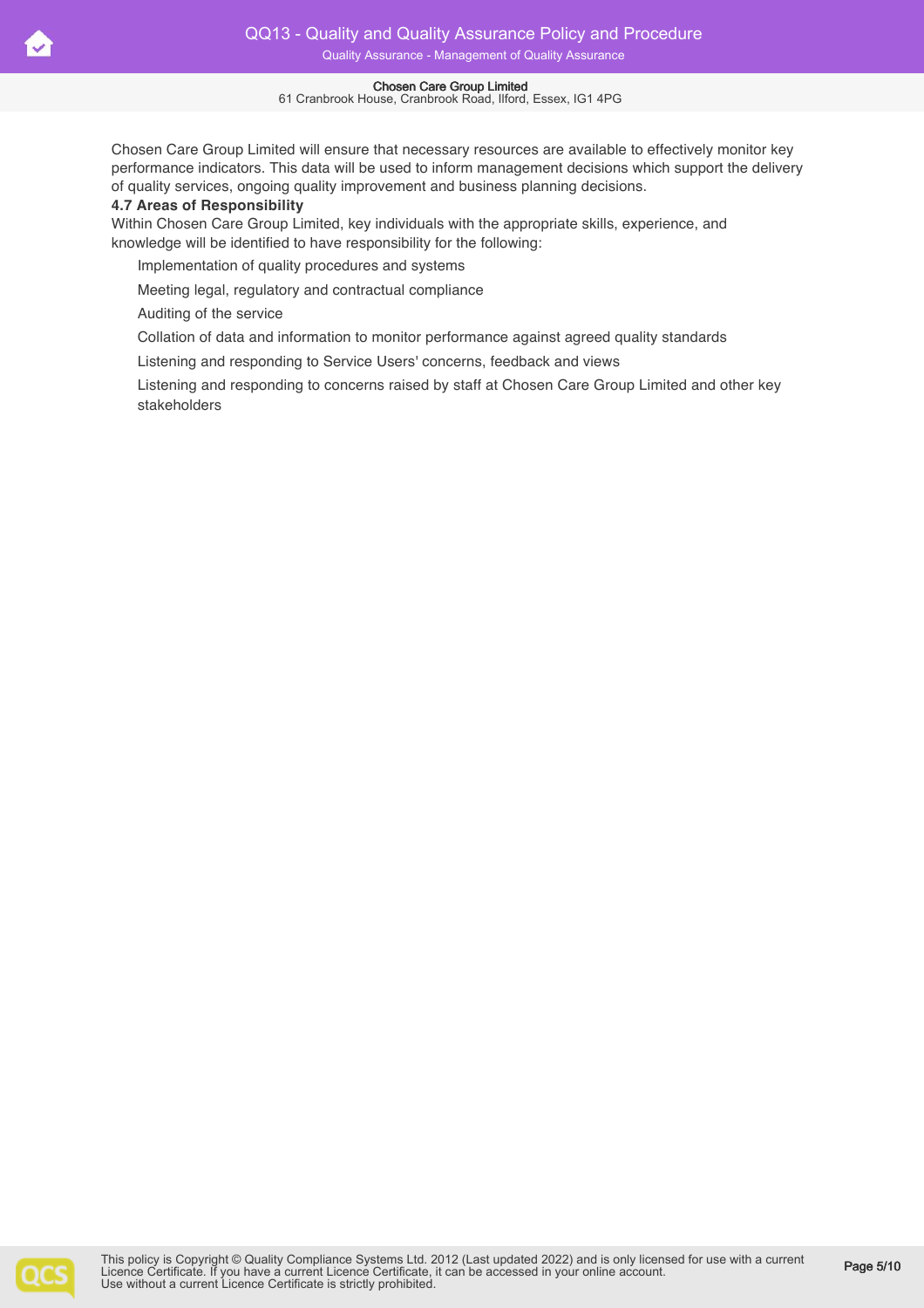Chosen Care Group Limited will ensure that necessary resources are available to effectively monitor key performance indicators. This data will be used to inform management decisions which support the delivery of quality services, ongoing quality improvement and business planning decisions.

**4.7 Areas of Responsibility**

Within Chosen Care Group Limited, key individuals with the appropriate skills, experience, and knowledge will be identified to have responsibility for the following:

- Implementation of quality procedures and systems
- Meeting legal, regulatory and contractual compliance
- Auditing of the service
- Collation of data and information to monitor performance against agreed quality standards
- Listening and responding to Service Users' concerns, feedback and views
- Listening and responding to concerns raised by staff at Chosen Care Group Limited and other key stakeholders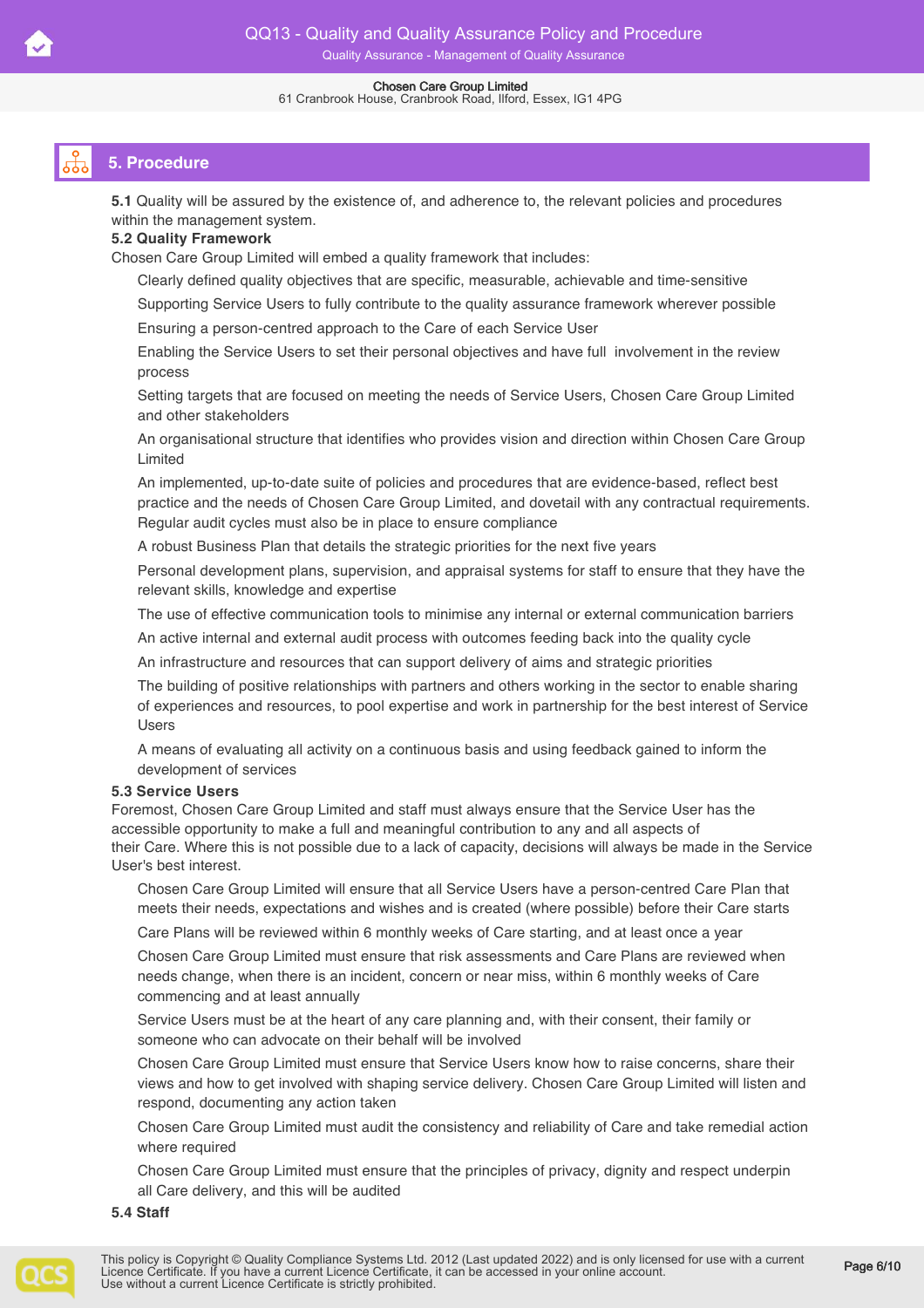## 5. Procedure

**5.1** Quality will be assured by the existence of, and adherence to, the relevant policies and procedures within the management system.

**5.2 Quality Framework**

Chosen Care Group Limited will embed a quality framework that includes:

- Clearly defined quality objectives that are specific, measurable, achievable and time-sensitive
- Supporting Service Users to fully contribute to the quality assurance framework wherever possible
- Ensuring a person-centred approach to the Care of each Service User
- Enabling the Service Users to set their personal objectives and have full involvement in the review process
- Setting targets that are focused on meeting the needs of Service Users, Chosen Care Group Limited and other stakeholders
- An organisational structure that identifies who provides vision and direction within Chosen Care Group Limited
- An implemented, up-to-date suite of policies and procedures that are evidence-based, reflect best practice and the needs of Chosen Care Group Limited, and dovetail with any contractual requirements. Regular audit cycles must also be in place to ensure compliance
- A robust Business Plan that details the strategic priorities for the next five years
- Personal development plans, supervision, and appraisal systems for staff to ensure that they have the relevant skills, knowledge and expertise
- The use of effective communication tools to minimise any internal or external communication barriers
- An active internal and external audit process with outcomes feeding back into the quality cycle
- An infrastructure and resources that can support delivery of aims and strategic priorities
- The building of positive relationships with partners and others working in the sector to enable sharing of experiences and resources, to pool expertise and work in partnership for the best interest of Service Users
- A means of evaluating all activity on a continuous basis and using feedback gained to inform the development of services

**5.3 Service Users**

Foremost, Chosen Care Group Limited and staff must always ensure that the Service User has the accessible opportunity to make a full and meaningful contribution to any and all aspects of their Care. Where this is not possible due to a lack of capacity, decisions will always be made in the Service User's best interest.

- Chosen Care Group Limited will ensure that all Service Users have a person-centred Care Plan that meets their needs, expectations and wishes and is created (where possible) before their Care starts
- Care Plans will be reviewed within 6 monthly weeks of Care starting, and at least once a year
- Chosen Care Group Limited must ensure that risk assessments and Care Plans are reviewed when needs change, when there is an incident, concern or near miss, within 6 monthly weeks of Care commencing and at least annually
- Service Users must be at the heart of any care planning and, with their consent, their family or someone who can advocate on their behalf will be involved
- Chosen Care Group Limited must ensure that Service Users know how to raise concerns, share their views and how to get involved with shaping service delivery. Chosen Care Group Limited will listen and respond, documenting any action taken
- Chosen Care Group Limited must audit the consistency and reliability of Care and take remedial action where required
- Chosen Care Group Limited must ensure that the principles of privacy, dignity and respect underpin all Care delivery, and this will be audited

**5.4 Staff**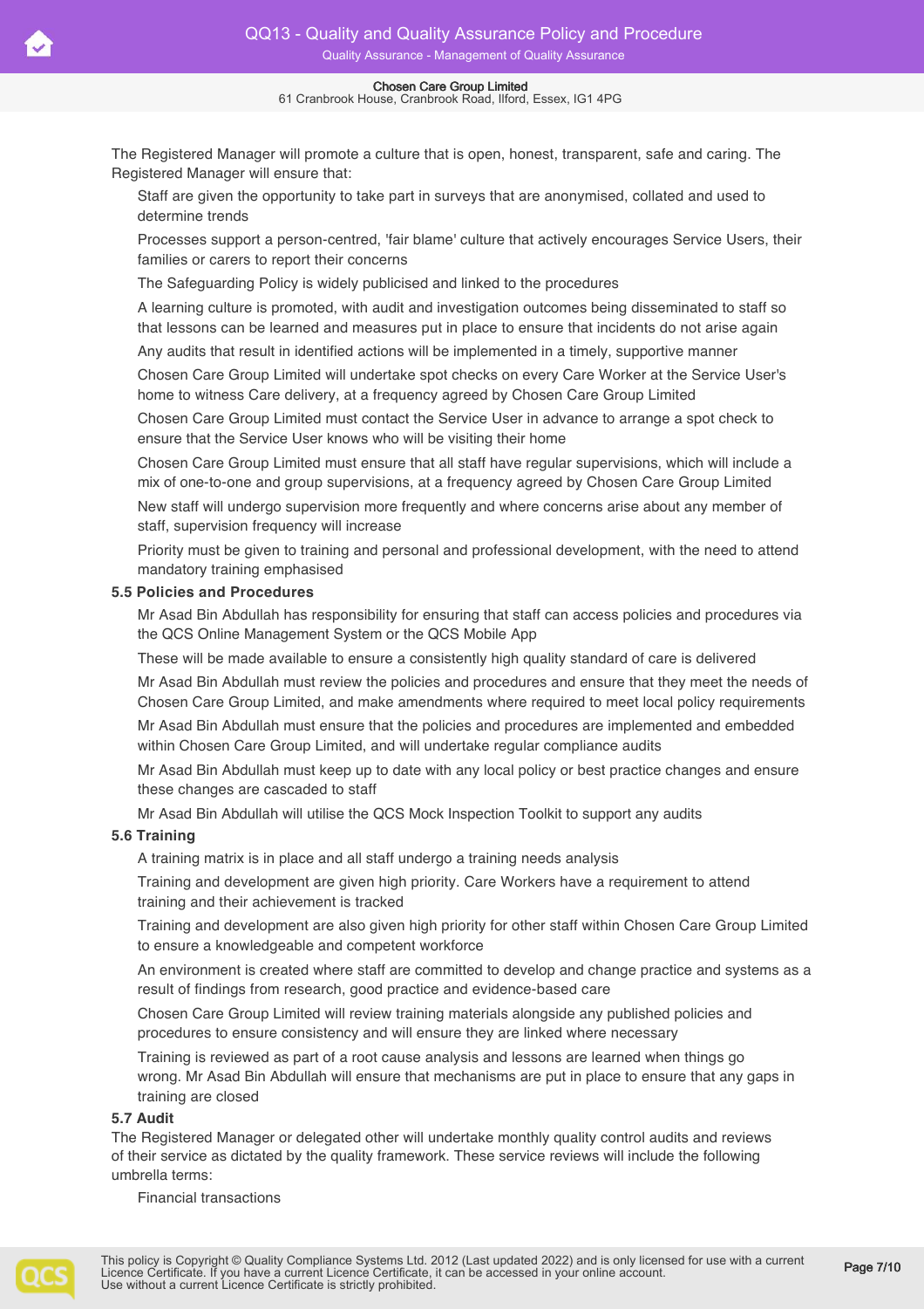The Registered Manager will promote a culture that is open, honest, transparent, safe and caring. The Registered Manager will ensure that:

- Staff are given the opportunity to take part in surveys that are anonymised, collated and used to determine trends
- Processes support a person-centred, 'fair blame' culture that actively encourages Service Users, their families or carers to report their concerns
- The Safeguarding Policy is widely publicised and linked to the procedures
- A learning culture is promoted, with audit and investigation outcomes being disseminated to staff so that lessons can be learned and measures put in place to ensure that incidents do not arise again
- Any audits that result in identified actions will be implemented in a timely, supportive manner
- Chosen Care Group Limited will undertake spot checks on every Care Worker at the Service User's home to witness Care delivery, at a frequency agreed by Chosen Care Group Limited
- Chosen Care Group Limited must contact the Service User in advance to arrange a spot check to ensure that the Service User knows who will be visiting their home
- Chosen Care Group Limited must ensure that all staff have regular supervisions, which will include a mix of one-to-one and group supervisions, at a frequency agreed by Chosen Care Group Limited
- New staff will undergo supervision more frequently and where concerns arise about any member of staff, supervision frequency will increase
- Priority must be given to training and personal and professional development, with the need to attend mandatory training emphasised

**5.5 Policies and Procedures**

- Mr Asad Bin Abdullah has responsibility for ensuring that staff can access policies and procedures via the QCS Online Management System or the QCS Mobile App
- These will be made available to ensure a consistently high quality standard of care is delivered
- Mr Asad Bin Abdullah must review the policies and procedures and ensure that they meet the needs of Chosen Care Group Limited, and make amendments where required to meet local policy requirements
- Mr Asad Bin Abdullah must ensure that the policies and procedures are implemented and embedded within Chosen Care Group Limited, and will undertake regular compliance audits
- Mr Asad Bin Abdullah must keep up to date with any local policy or best practice changes and ensure these changes are cascaded to staff
- Mr Asad Bin Abdullah will utilise the QCS Mock Inspection Toolkit to support any audits

**5.6 Training**

- A training matrix is in place and all staff undergo a training needs analysis
- Training and development are given high priority. Care Workers have a requirement to attend training and their achievement is tracked
- Training and development are also given high priority for other staff within Chosen Care Group Limited to ensure a knowledgeable and competent workforce
- An environment is created where staff are committed to develop and change practice and systems as a result of findings from research, good practice and evidence-based care
- Chosen Care Group Limited will review training materials alongside any published policies and procedures to ensure consistency and will ensure they are linked where necessary
- Training is reviewed as part of a root cause analysis and lessons are learned when things go wrong. Mr Asad Bin Abdullah will ensure that mechanisms are put in place to ensure that any gaps in training are closed

**5.7 Audit**

The Registered Manager or delegated other will undertake monthly quality control audits and reviews of their service as dictated by the quality framework. These service reviews will include the following umbrella terms:

- Financial transactions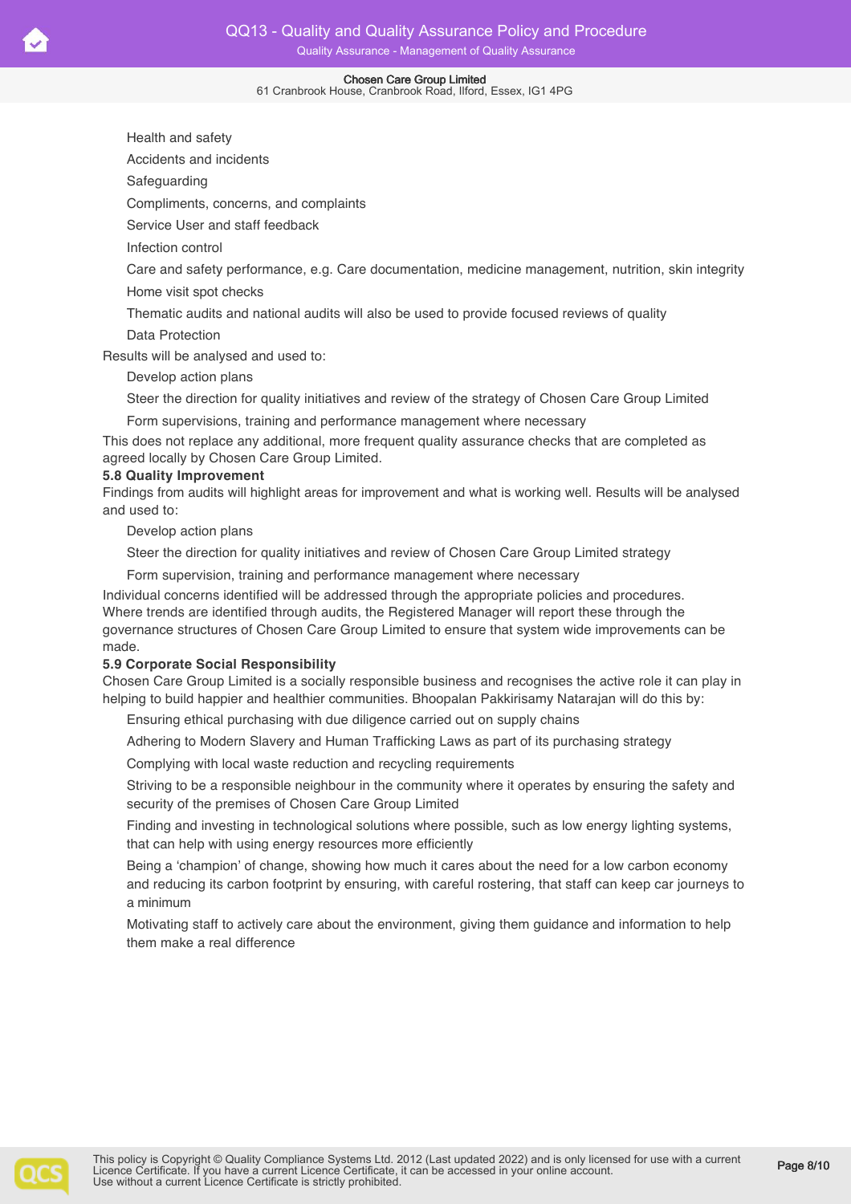- Health and safety
- Accidents and incidents
- Safeguarding
- Compliments, concerns, and complaints
- Service User and staff feedback
- Infection control
- Care and safety performance, e.g. Care documentation, medicine management, nutrition, skin integrity
- Home visit spot checks
- Thematic audits and national audits will also be used to provide focused reviews of quality
- Data Protection

Results will be analysed and used to:

- Develop action plans
- Steer the direction for quality initiatives and review of the strategy of Chosen Care Group Limited
- Form supervisions, training and performance management where necessary

This does not replace any additional, more frequent quality assurance checks that are completed as agreed locally by Chosen Care Group Limited.

**5.8 Quality Improvement**

Findings from audits will highlight areas for improvement and what is working well. Results will be analysed and used to:

- Develop action plans
- Steer the direction for quality initiatives and review of Chosen Care Group Limited strategy
- Form supervision, training and performance management where necessary

Individual concerns identified will be addressed through the appropriate policies and procedures. Where trends are identified through audits, the Registered Manager will report these through the governance structures of Chosen Care Group Limited to ensure that system wide improvements can be made.

**5.9 Corporate Social Responsibility**

Chosen Care Group Limited is a socially responsible business and recognises the active role it can play in helping to build happier and healthier communities. Bhoopalan Pakkirisamy Natarajan will do this by:

- Ensuring ethical purchasing with due diligence carried out on supply chains
- Adhering to Modern Slavery and Human Trafficking Laws as part of its purchasing strategy
- Complying with local waste reduction and recycling requirements
- Striving to be a responsible neighbour in the community where it operates by ensuring the safety and security of the premises of Chosen Care Group Limited
- Finding and investing in technological solutions where possible, such as low energy lighting systems, that can help with using energy resources more efficiently
- Being a 'champion' of change, showing how much it cares about the need for a low carbon economy and reducing its carbon footprint by ensuring, with careful rostering, that staff can keep car journeys to a minimum
- Motivating staff to actively care about the environment, giving them guidance and information to help them make a real difference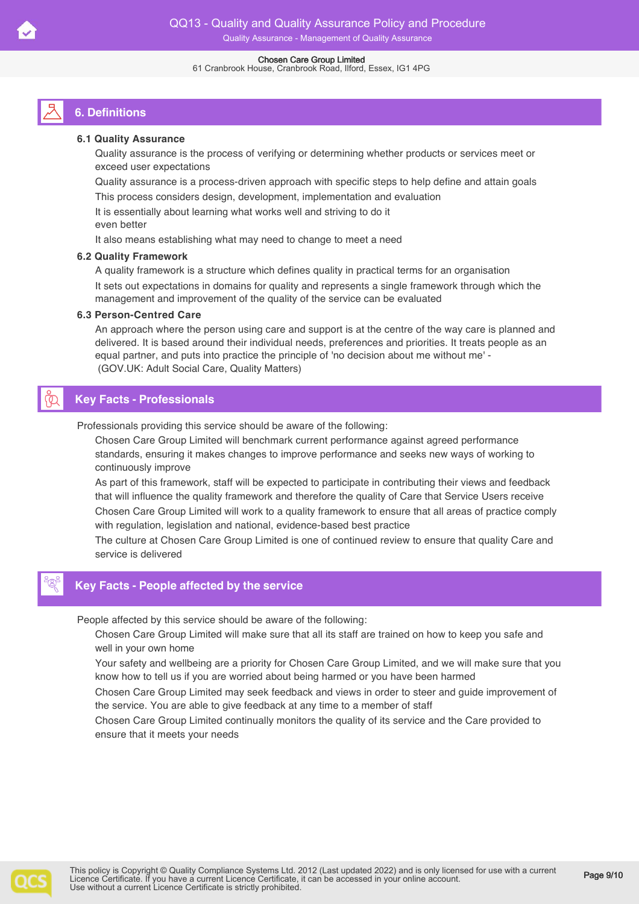## 6. Definitions

### 6.1 Quality Assurance

- Quality assurance is the process of verifying or determining whether products or services meet or exceed user expectations
- Quality assurance is a process-driven approach with specific steps to help define and attain goals
- This process considers design, development, implementation and evaluation
- It is essentially about learning what works well and striving to do it even better
- It also means establishing what may need to change to meet a need

### 6.2 Quality Framework

- A quality framework is a structure which defines quality in practical terms for an organisation
- It sets out expectations in domains for quality and represents a single framework through which the management and improvement of the quality of the service can be evaluated

### 6.3 Person-Centred Care

- An approach where the person using care and support is at the centre of the way care is planned and delivered. It is based around their individual needs, preferences and priorities. It treats people as an equal partner, and puts into practice the principle of 'no decision about me without me' - (GOV.UK: Adult Social Care, Quality Matters)

## Key Facts - Professionals

Professionals providing this service should be aware of the following:

- Chosen Care Group Limited will benchmark current performance against agreed performance standards, ensuring it makes changes to improve performance and seeks new ways of working to continuously improve
- As part of this framework, staff will be expected to participate in contributing their views and feedback that will influence the quality framework and therefore the quality of Care that Service Users receive
- Chosen Care Group Limited will work to a quality framework to ensure that all areas of practice comply with regulation, legislation and national, evidence-based best practice
- The culture at Chosen Care Group Limited is one of continued review to ensure that quality Care and service is delivered

## Key Facts - People affected by the service

People affected by this service should be aware of the following:

- Chosen Care Group Limited will make sure that all its staff are trained on how to keep you safe and well in your own home
- Your safety and wellbeing are a priority for Chosen Care Group Limited, and we will make sure that you know how to tell us if you are worried about being harmed or you have been harmed
- Chosen Care Group Limited may seek feedback and views in order to steer and guide improvement of the service. You are able to give feedback at any time to a member of staff
- Chosen Care Group Limited continually monitors the quality of its service and the Care provided to ensure that it meets your needs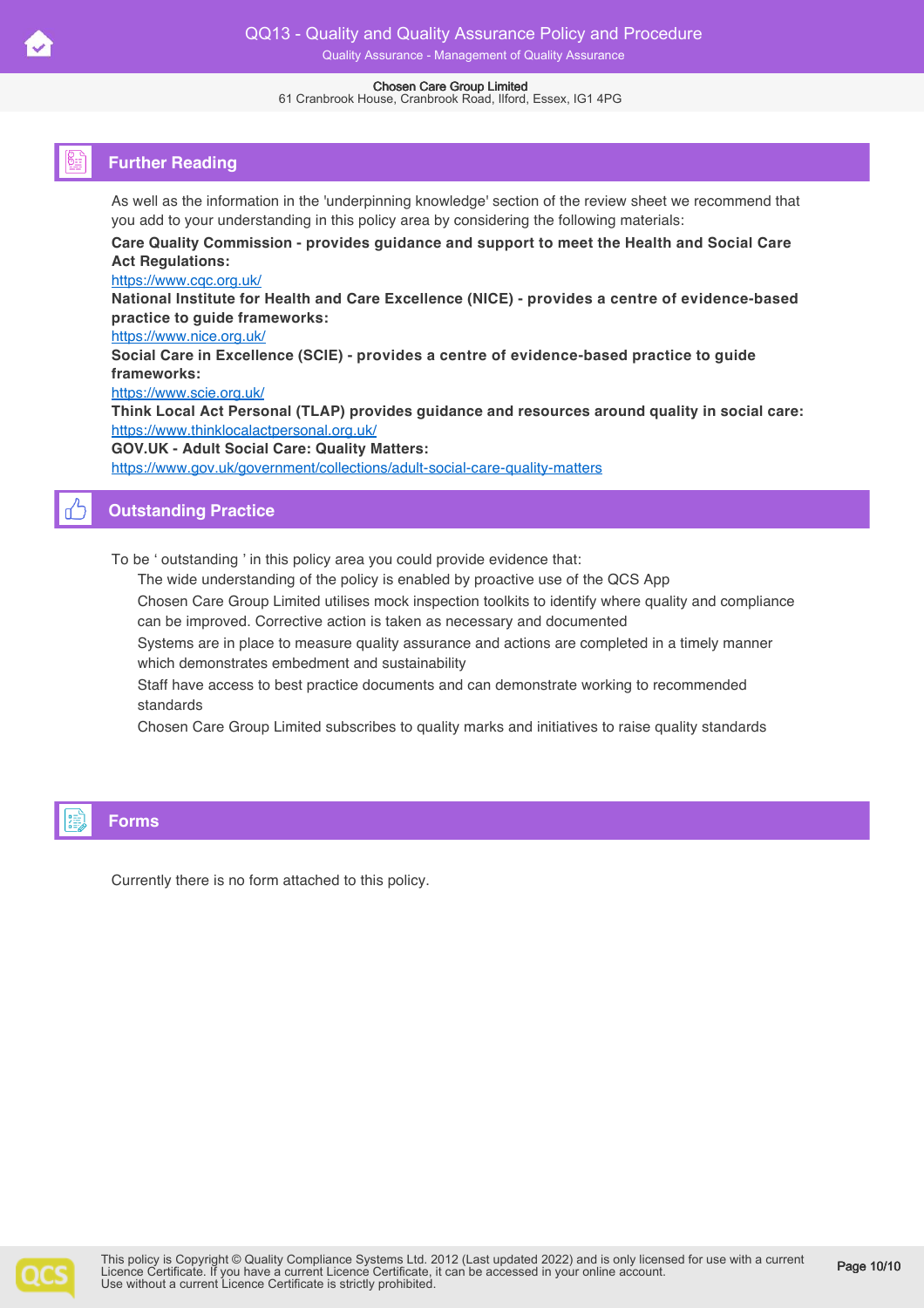## Further Reading

As well as the information in the 'underpinning knowledge' section of the review sheet we recommend that you add to your understanding in this policy area by considering the following materials:

**Care Quality Commission - provides guidance and support to meet the Health and Social Care Act Regulations:**

https://www.cqc.org.uk/

**National Institute for Health and Care Excellence (NICE) - provides a centre of evidence-based practice to guide frameworks:**

https://www.nice.org.uk/

**Social Care in Excellence (SCIE) - provides a centre of evidence-based practice to guide frameworks:**

https://www.scie.org.uk/

**Think Local Act Personal (TLAP) provides guidance and resources around quality in social care:**

https://www.thinklocalactpersonal.org.uk/

**GOV.UK - Adult Social Care: Quality Matters:**

https://www.gov.uk/government/collections/adult-social-care-quality-matters

## Outstanding Practice

To be ' outstanding ' in this policy area you could provide evidence that:

- The wide understanding of the policy is enabled by proactive use of the QCS App
- Chosen Care Group Limited utilises mock inspection toolkits to identify where quality and compliance can be improved. Corrective action is taken as necessary and documented
- Systems are in place to measure quality assurance and actions are completed in a timely manner which demonstrates embedment and sustainability
- Staff have access to best practice documents and can demonstrate working to recommended standards
- Chosen Care Group Limited subscribes to quality marks and initiatives to raise quality standards

## Forms

Currently there is no form attached to this policy.